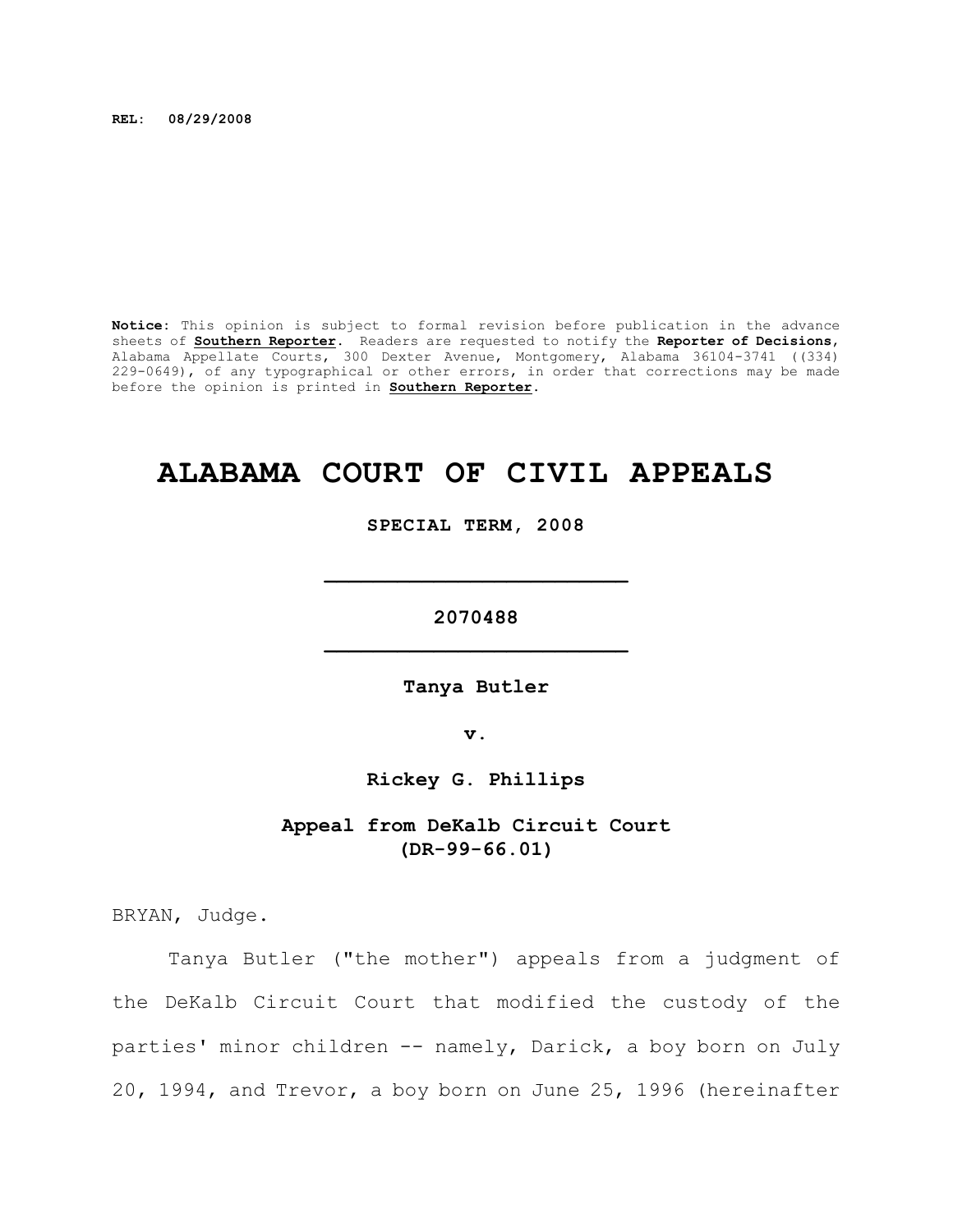**REL: 08/29/2008**

**Notice:** This opinion is subject to formal revision before publication in the advance sheets of **Southern Reporter**. Readers are requested to notify the **Reporter of Decisions**, Alabama Appellate Courts, 300 Dexter Avenue, Montgomery, Alabama 36104-3741 ((334) 229-0649), of any typographical or other errors, in order that corrections may be made before the opinion is printed in **Southern Reporter**.

# ALABAMA COURT OF CIVIL APPEALS

**SPECIAL TERM, 2008**

---

**2070488**

---

**Tanya Butler**

**v.**

**Rickey G. Phillips**

**Appeal from DeKalb Circuit Court**
**(DR-99-66.01)**

BRYAN, Judge.

Tanya Butler ("the mother") appeals from a judgment of the DeKalb Circuit Court that modified the custody of the parties' minor children -- namely, Darick, a boy born on July 20, 1994, and Trevor, a boy born on June 25, 1996 (hereinafter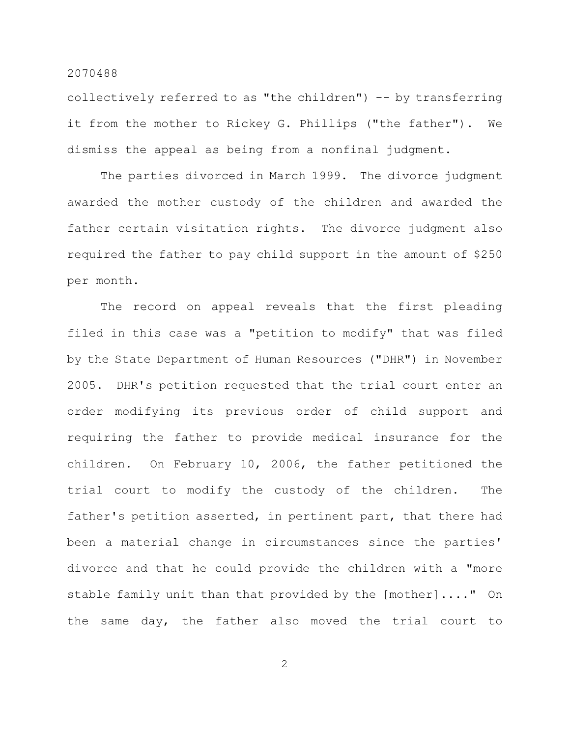collectively referred to as "the children") -- by transferring it from the mother to Rickey G. Phillips ("the father"). We dismiss the appeal as being from a nonfinal judgment.

The parties divorced in March 1999. The divorce judgment awarded the mother custody of the children and awarded the father certain visitation rights. The divorce judgment also required the father to pay child support in the amount of $250 per month.

The record on appeal reveals that the first pleading filed in this case was a "petition to modify" that was filed by the State Department of Human Resources ("DHR") in November 2005. DHR's petition requested that the trial court enter an order modifying its previous order of child support and requiring the father to provide medical insurance for the children. On February 10, 2006, the father petitioned the trial court to modify the custody of the children. The father's petition asserted, in pertinent part, that there had been a material change in circumstances since the parties' divorce and that he could provide the children with a "more stable family unit than that provided by the [mother]...." On the same day, the father also moved the trial court to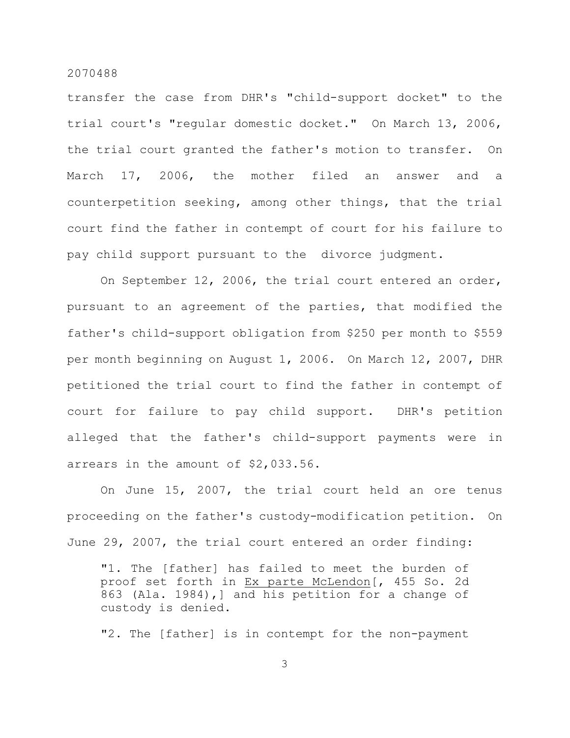transfer the case from DHR's "child-support docket" to the trial court's "regular domestic docket." On March 13, 2006, the trial court granted the father's motion to transfer. On March 17, 2006, the mother filed an answer and a counterpetition seeking, among other things, that the trial court find the father in contempt of court for his failure to pay child support pursuant to the divorce judgment.

On September 12, 2006, the trial court entered an order, pursuant to an agreement of the parties, that modified the father's child-support obligation from $250 per month to $559 per month beginning on August 1, 2006. On March 12, 2007, DHR petitioned the trial court to find the father in contempt of court for failure to pay child support. DHR's petition alleged that the father's child-support payments were in arrears in the amount of $2,033.56.

On June 15, 2007, the trial court held an ore tenus proceeding on the father's custody-modification petition. On June 29, 2007, the trial court entered an order finding:

> "1. The [father] has failed to meet the burden of proof set forth in Ex parte McLendon[, 455 So. 2d 863 (Ala. 1984),] and his petition for a change of custody is denied.
>
> "2. The [father] is in contempt for the non-payment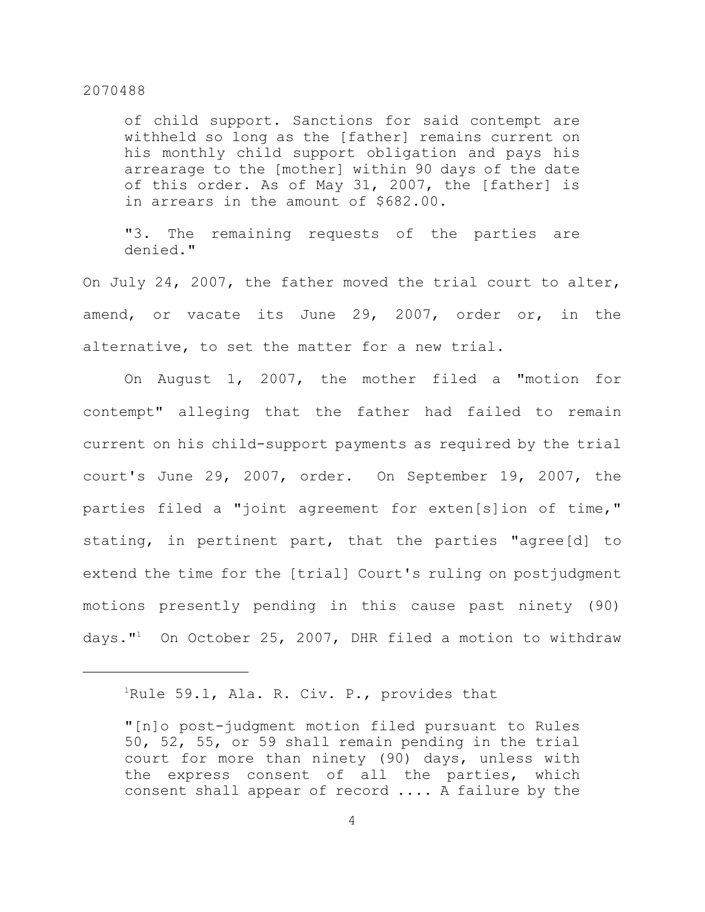> of child support. Sanctions for said contempt are withheld so long as the [father] remains current on his monthly child support obligation and pays his arrearage to the [mother] within 90 days of the date of this order. As of May 31, 2007, the [father] is in arrears in the amount of $682.00.
>
> "3. The remaining requests of the parties are denied."

On July 24, 2007, the father moved the trial court to alter, amend, or vacate its June 29, 2007, order or, in the alternative, to set the matter for a new trial.

On August 1, 2007, the mother filed a "motion for contempt" alleging that the father had failed to remain current on his child-support payments as required by the trial court's June 29, 2007, order. On September 19, 2007, the parties filed a "joint agreement for exten[s]ion of time," stating, in pertinent part, that the parties "agree[d] to extend the time for the [trial] Court's ruling on postjudgment motions presently pending in this cause past ninety (90) days."[1] On October 25, 2007, DHR filed a motion to withdraw

---

[1]Rule 59.1, Ala. R. Civ. P., provides that

> "[n]o post-judgment motion filed pursuant to Rules 50, 52, 55, or 59 shall remain pending in the trial court for more than ninety (90) days, unless with the express consent of all the parties, which consent shall appear of record .... A failure by the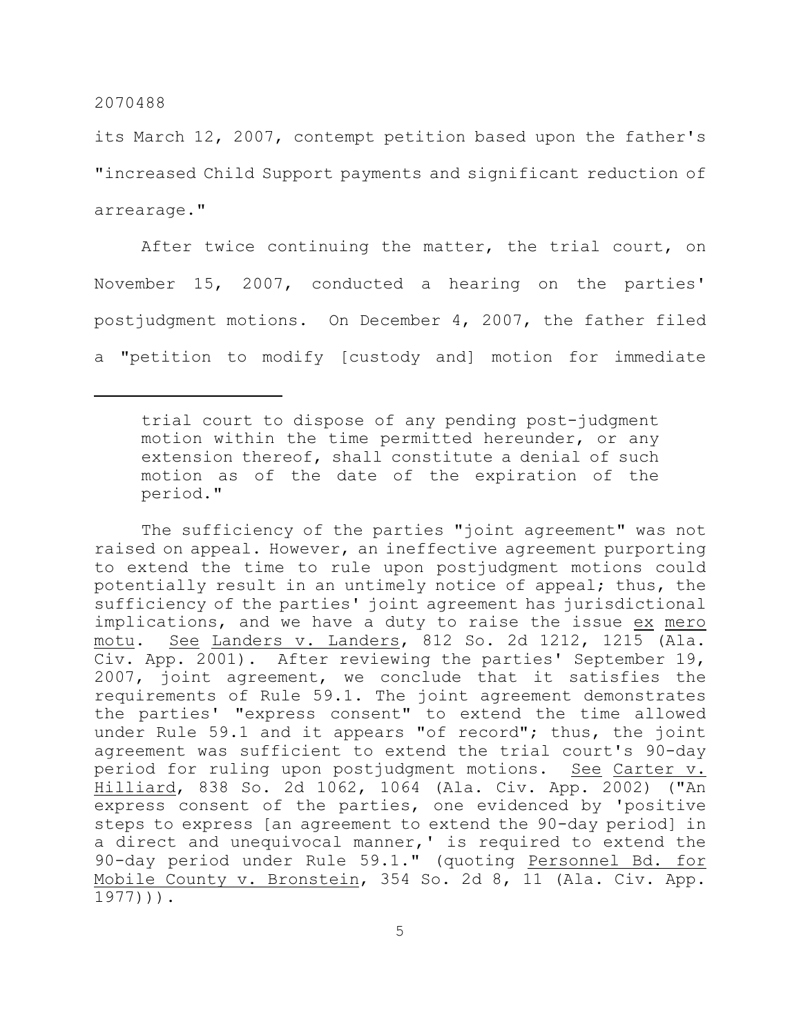its March 12, 2007, contempt petition based upon the father's "increased Child Support payments and significant reduction of arrearage."

After twice continuing the matter, the trial court, on November 15, 2007, conducted a hearing on the parties' postjudgment motions. On December 4, 2007, the father filed a "petition to modify [custody and] motion for immediate

---

> trial court to dispose of any pending post-judgment motion within the time permitted hereunder, or any extension thereof, shall constitute a denial of such motion as of the date of the expiration of the period."

The sufficiency of the parties "joint agreement" was not raised on appeal. However, an ineffective agreement purporting to extend the time to rule upon postjudgment motions could potentially result in an untimely notice of appeal; thus, the sufficiency of the parties' joint agreement has jurisdictional implications, and we have a duty to raise the issue <u>ex mero motu</u>. <u>See</u> <u>Landers v. Landers</u>, 812 So. 2d 1212, 1215 (Ala. Civ. App. 2001). After reviewing the parties' September 19, 2007, joint agreement, we conclude that it satisfies the requirements of Rule 59.1. The joint agreement demonstrates the parties' "express consent" to extend the time allowed under Rule 59.1 and it appears "of record"; thus, the joint agreement was sufficient to extend the trial court's 90-day period for ruling upon postjudgment motions. <u>See</u> <u>Carter v. Hilliard</u>, 838 So. 2d 1062, 1064 (Ala. Civ. App. 2002) ("An express consent of the parties, one evidenced by 'positive steps to express [an agreement to extend the 90-day period] in a direct and unequivocal manner,' is required to extend the 90-day period under Rule 59.1." (quoting <u>Personnel Bd. for Mobile County v. Bronstein</u>, 354 So. 2d 8, 11 (Ala. Civ. App. 1977))).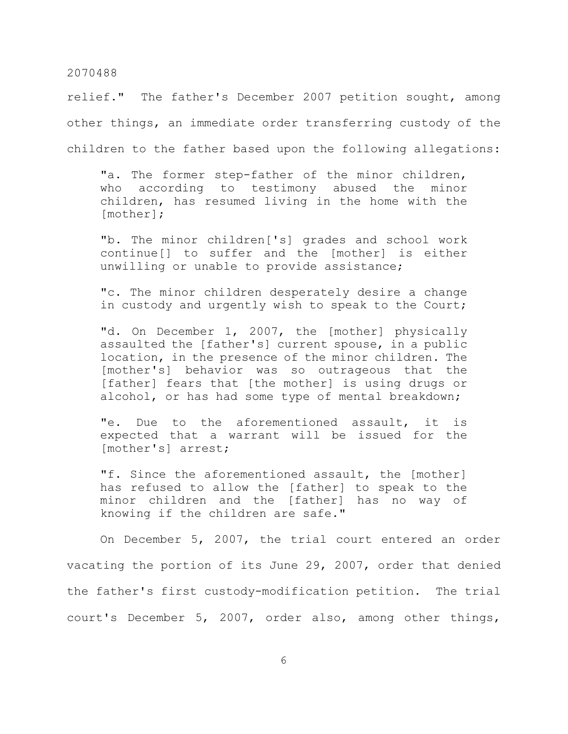relief." The father's December 2007 petition sought, among other things, an immediate order transferring custody of the children to the father based upon the following allegations:

> "a. The former step-father of the minor children, who according to testimony abused the minor children, has resumed living in the home with the [mother];
>
> "b. The minor children['s] grades and school work continue[] to suffer and the [mother] is either unwilling or unable to provide assistance;
>
> "c. The minor children desperately desire a change in custody and urgently wish to speak to the Court;
>
> "d. On December 1, 2007, the [mother] physically assaulted the [father's] current spouse, in a public location, in the presence of the minor children. The [mother's] behavior was so outrageous that the [father] fears that [the mother] is using drugs or alcohol, or has had some type of mental breakdown;
>
> "e. Due to the aforementioned assault, it is expected that a warrant will be issued for the [mother's] arrest;
>
> "f. Since the aforementioned assault, the [mother] has refused to allow the [father] to speak to the minor children and the [father] has no way of knowing if the children are safe."

On December 5, 2007, the trial court entered an order vacating the portion of its June 29, 2007, order that denied the father's first custody-modification petition. The trial court's December 5, 2007, order also, among other things,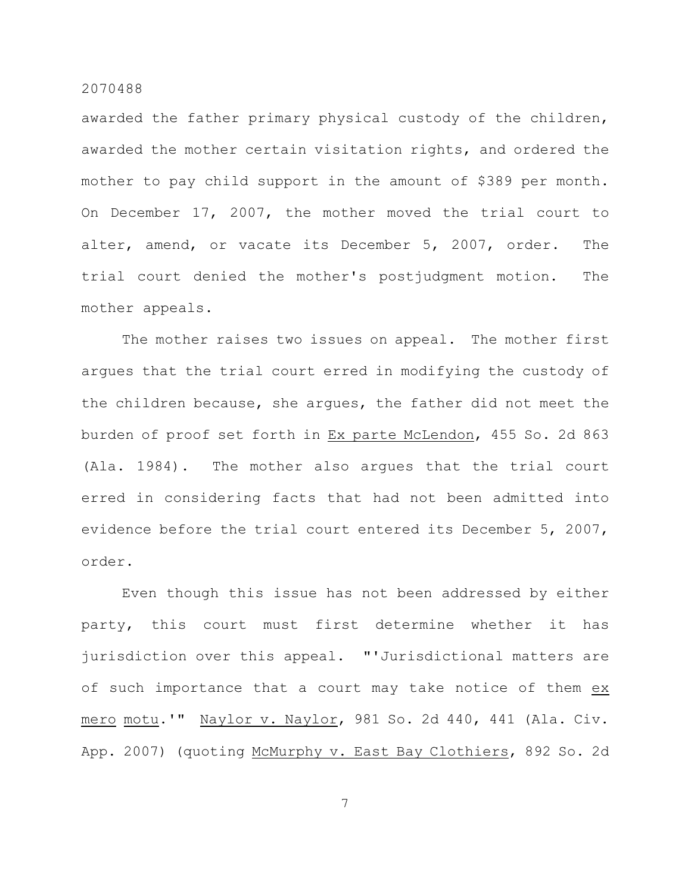awarded the father primary physical custody of the children, awarded the mother certain visitation rights, and ordered the mother to pay child support in the amount of $389 per month. On December 17, 2007, the mother moved the trial court to alter, amend, or vacate its December 5, 2007, order. The trial court denied the mother's postjudgment motion. The mother appeals.

The mother raises two issues on appeal. The mother first argues that the trial court erred in modifying the custody of the children because, she argues, the father did not meet the burden of proof set forth in Ex parte McLendon, 455 So. 2d 863 (Ala. 1984). The mother also argues that the trial court erred in considering facts that had not been admitted into evidence before the trial court entered its December 5, 2007, order.

Even though this issue has not been addressed by either party, this court must first determine whether it has jurisdiction over this appeal. "'Jurisdictional matters are of such importance that a court may take notice of them ex mero motu.'" Naylor v. Naylor, 981 So. 2d 440, 441 (Ala. Civ. App. 2007) (quoting McMurphy v. East Bay Clothiers, 892 So. 2d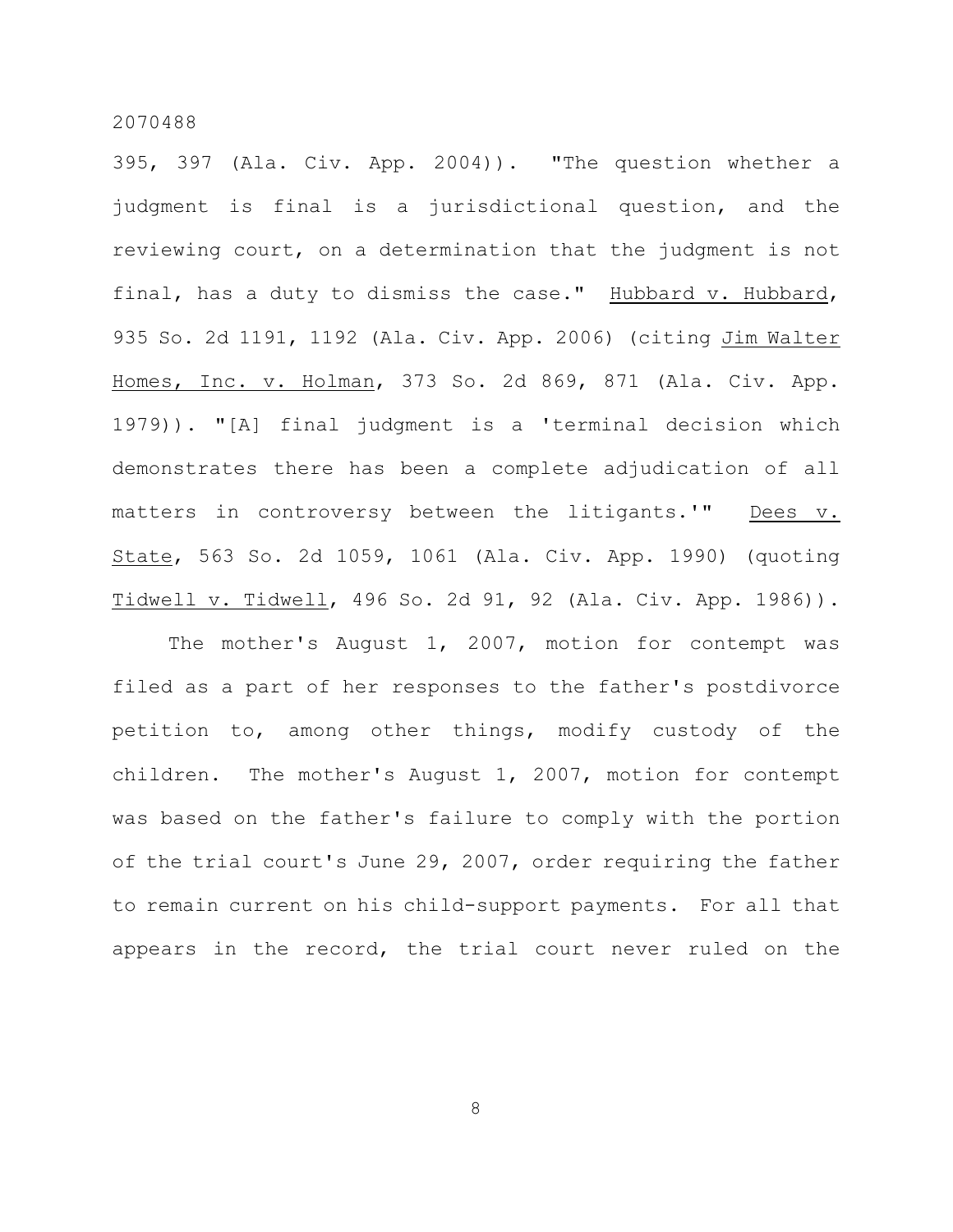395, 397 (Ala. Civ. App. 2004)). "The question whether a judgment is final is a jurisdictional question, and the reviewing court, on a determination that the judgment is not final, has a duty to dismiss the case." Hubbard v. Hubbard, 935 So. 2d 1191, 1192 (Ala. Civ. App. 2006) (citing Jim Walter Homes, Inc. v. Holman, 373 So. 2d 869, 871 (Ala. Civ. App. 1979)). "[A] final judgment is a 'terminal decision which demonstrates there has been a complete adjudication of all matters in controversy between the litigants.'" Dees v. State, 563 So. 2d 1059, 1061 (Ala. Civ. App. 1990) (quoting Tidwell v. Tidwell, 496 So. 2d 91, 92 (Ala. Civ. App. 1986)).

The mother's August 1, 2007, motion for contempt was filed as a part of her responses to the father's postdivorce petition to, among other things, modify custody of the children. The mother's August 1, 2007, motion for contempt was based on the father's failure to comply with the portion of the trial court's June 29, 2007, order requiring the father to remain current on his child-support payments. For all that appears in the record, the trial court never ruled on the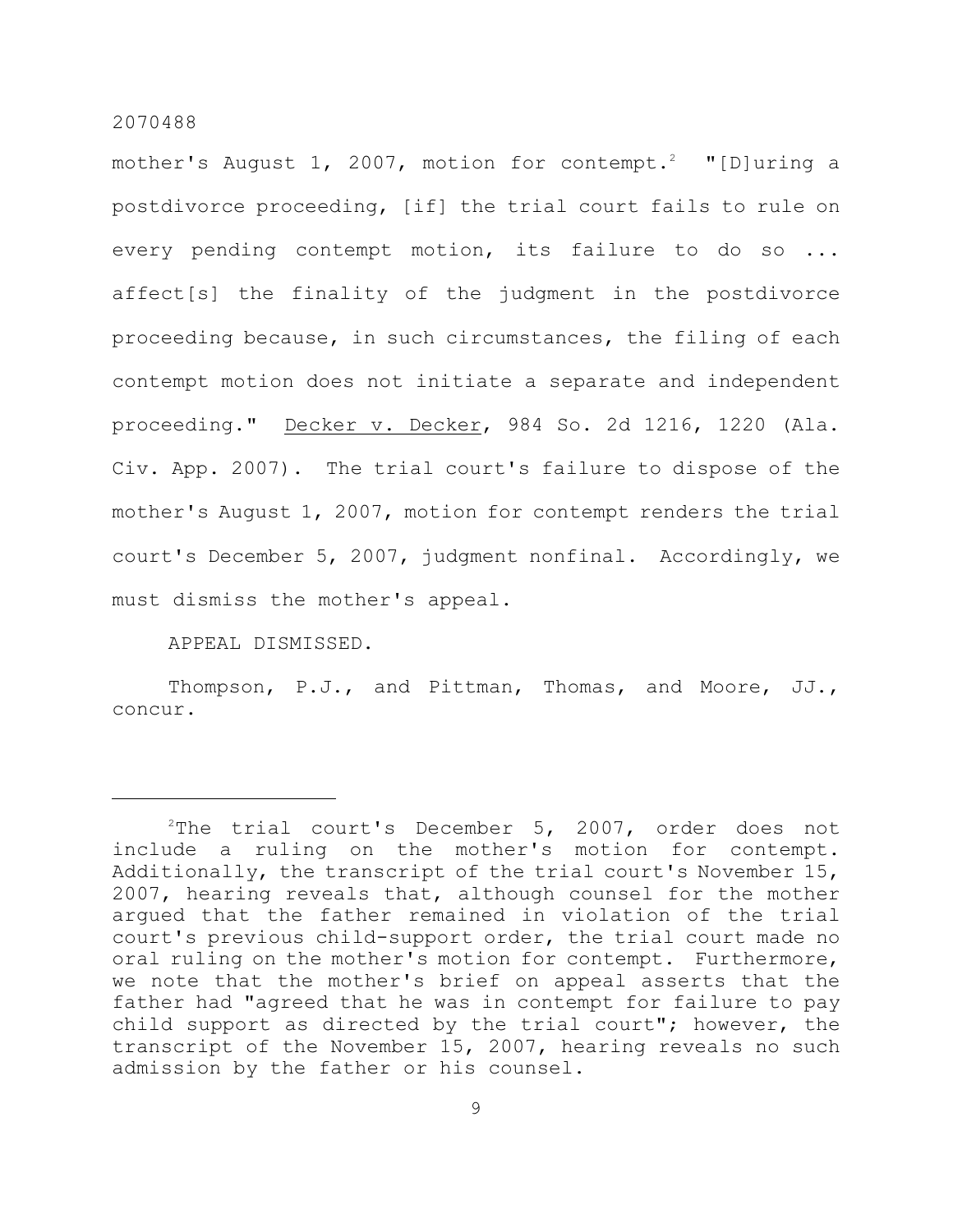mother's August 1, 2007, motion for contempt.[2] "[D]uring a postdivorce proceeding, [if] the trial court fails to rule on every pending contempt motion, its failure to do so ... affect[s] the finality of the judgment in the postdivorce proceeding because, in such circumstances, the filing of each contempt motion does not initiate a separate and independent proceeding." Decker v. Decker, 984 So. 2d 1216, 1220 (Ala. Civ. App. 2007). The trial court's failure to dispose of the mother's August 1, 2007, motion for contempt renders the trial court's December 5, 2007, judgment nonfinal. Accordingly, we must dismiss the mother's appeal.

APPEAL DISMISSED.

Thompson, P.J., and Pittman, Thomas, and Moore, JJ., concur.

---

[2]The trial court's December 5, 2007, order does not include a ruling on the mother's motion for contempt. Additionally, the transcript of the trial court's November 15, 2007, hearing reveals that, although counsel for the mother argued that the father remained in violation of the trial court's previous child-support order, the trial court made no oral ruling on the mother's motion for contempt. Furthermore, we note that the mother's brief on appeal asserts that the father had "agreed that he was in contempt for failure to pay child support as directed by the trial court"; however, the transcript of the November 15, 2007, hearing reveals no such admission by the father or his counsel.